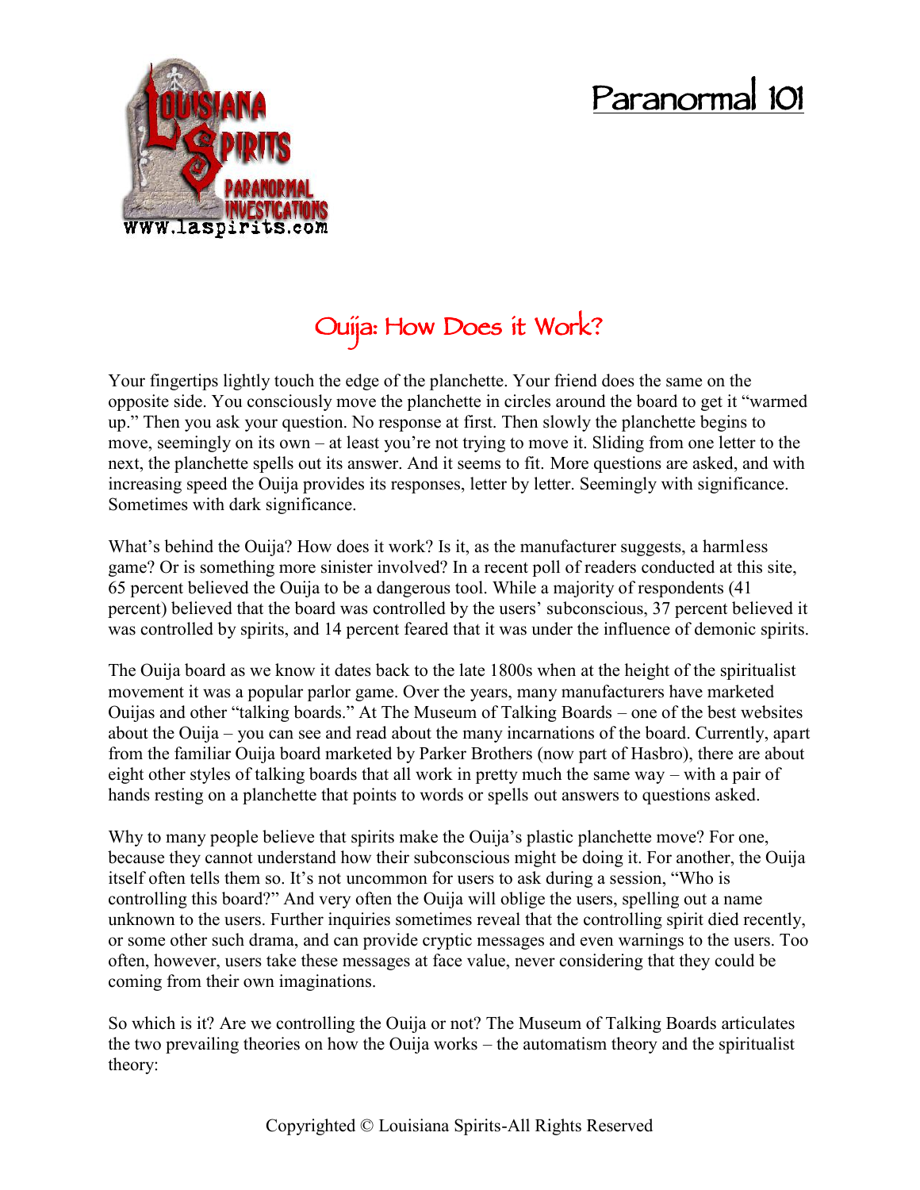# Paranormal 101

## Ouija: How Does it Work?

Your fingertips lightly touch the edge of the planchette. Your friend does the same on the opposite side. You consciously move the planchette in circles around the board to get it "warmed up." Then you ask your question. No response at first. Then slowly the planchette begins to move, seemingly on its own – at least you're not trying to move it. Sliding from one letter to the next, the planchette spells out its answer. And it seems to fit. More questions are asked, and with increasing speed the Ouija provides its responses, letter by letter. Seemingly with significance. Sometimes with dark significance.

What's behind the Ouija? How does it work? Is it, as the manufacturer suggests, a harmless game? Or is something more sinister involved? In a recent poll of readers conducted at this site, 65 percent believed the Ouija to be a dangerous tool. While a majority of respondents (41 percent) believed that the board was controlled by the users' subconscious, 37 percent believed it was controlled by spirits, and 14 percent feared that it was under the influence of demonic spirits.

The Ouija board as we know it dates back to the late 1800s when at the height of the spiritualist movement it was a popular parlor game. Over the years, many manufacturers have marketed Ouijas and other "talking boards." At The Museum of Talking Boards – one of the best websites about the Ouija – you can see and read about the many incarnations of the board. Currently, apart from the familiar Ouija board marketed by Parker Brothers (now part of Hasbro), there are about eight other styles of talking boards that all work in pretty much the same way – with a pair of hands resting on a planchette that points to words or spells out answers to questions asked.

Why to many people believe that spirits make the Ouija's plastic planchette move? For one, because they cannot understand how their subconscious might be doing it. For another, the Ouija itself often tells them so. It's not uncommon for users to ask during a session, "Who is controlling this board?" And very often the Ouija will oblige the users, spelling out a name unknown to the users. Further inquiries sometimes reveal that the controlling spirit died recently, or some other such drama, and can provide cryptic messages and even warnings to the users. Too often, however, users take these messages at face value, never considering that they could be coming from their own imaginations.

So which is it? Are we controlling the Ouija or not? The Museum of Talking Boards articulates the two prevailing theories on how the Ouija works – the automatism theory and the spiritualist theory: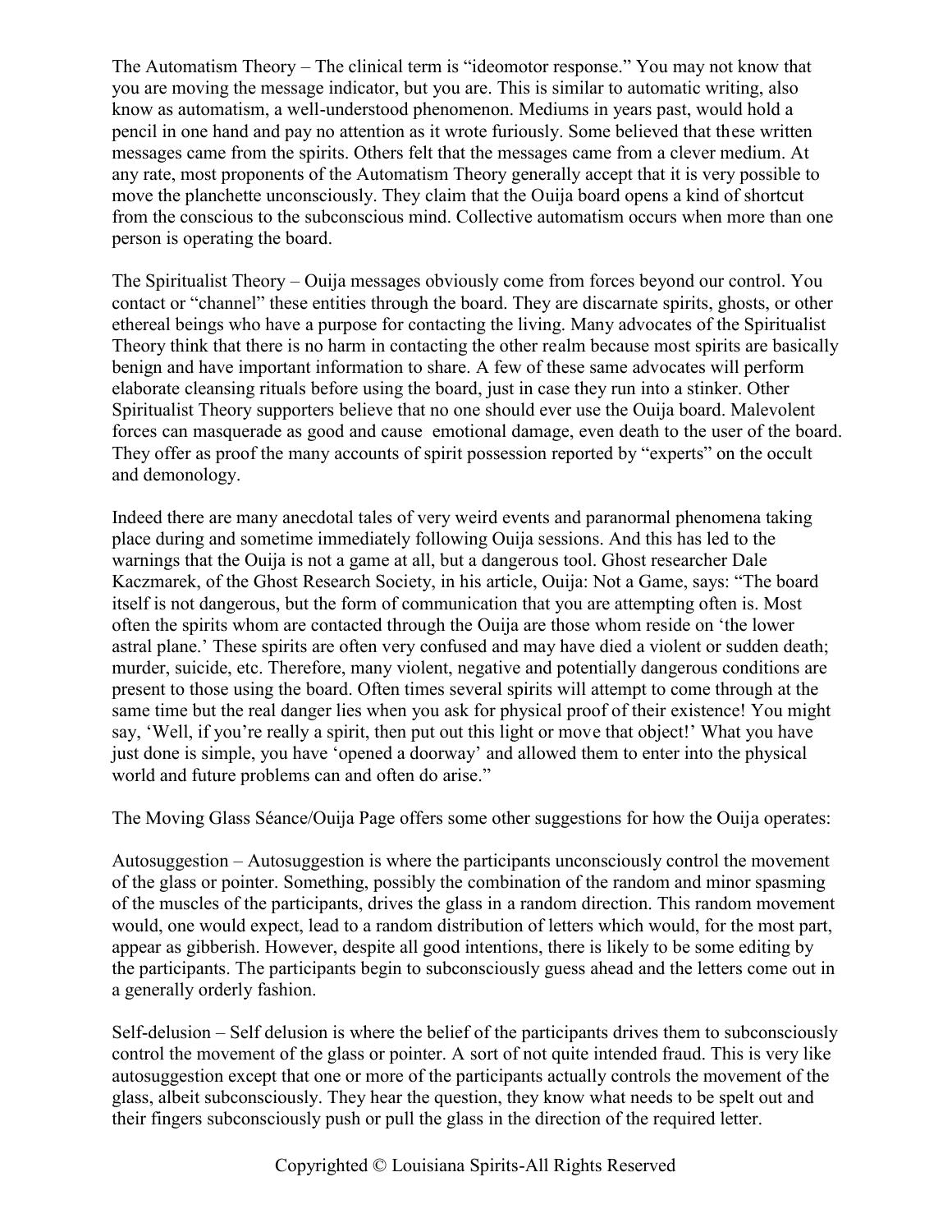The Automatism Theory – The clinical term is "ideomotor response." You may not know that you are moving the message indicator, but you are. This is similar to automatic writing, also know as automatism, a well-understood phenomenon. Mediums in years past, would hold a pencil in one hand and pay no attention as it wrote furiously. Some believed that these written messages came from the spirits. Others felt that the messages came from a clever medium. At any rate, most proponents of the Automatism Theory generally accept that it is very possible to move the planchette unconsciously. They claim that the Ouija board opens a kind of shortcut from the conscious to the subconscious mind. Collective automatism occurs when more than one person is operating the board.

The Spiritualist Theory – Ouija messages obviously come from forces beyond our control. You contact or "channel" these entities through the board. They are discarnate spirits, ghosts, or other ethereal beings who have a purpose for contacting the living. Many advocates of the Spiritualist Theory think that there is no harm in contacting the other realm because most spirits are basically benign and have important information to share. A few of these same advocates will perform elaborate cleansing rituals before using the board, just in case they run into a stinker. Other Spiritualist Theory supporters believe that no one should ever use the Ouija board. Malevolent forces can masquerade as good and cause emotional damage, even death to the user of the board. They offer as proof the many accounts of spirit possession reported by "experts" on the occult and demonology.

Indeed there are many anecdotal tales of very weird events and paranormal phenomena taking place during and sometime immediately following Ouija sessions. And this has led to the warnings that the Ouija is not a game at all, but a dangerous tool. Ghost researcher Dale Kaczmarek, of the Ghost Research Society, in his article, Ouija: Not a Game, says: "The board itself is not dangerous, but the form of communication that you are attempting often is. Most often the spirits whom are contacted through the Ouija are those whom reside on 'the lower astral plane.' These spirits are often very confused and may have died a violent or sudden death; murder, suicide, etc. Therefore, many violent, negative and potentially dangerous conditions are present to those using the board. Often times several spirits will attempt to come through at the same time but the real danger lies when you ask for physical proof of their existence! You might say, 'Well, if you're really a spirit, then put out this light or move that object!' What you have just done is simple, you have 'opened a doorway' and allowed them to enter into the physical world and future problems can and often do arise."

The Moving Glass Séance/Ouija Page offers some other suggestions for how the Ouija operates:

Autosuggestion – Autosuggestion is where the participants unconsciously control the movement of the glass or pointer. Something, possibly the combination of the random and minor spasming of the muscles of the participants, drives the glass in a random direction. This random movement would, one would expect, lead to a random distribution of letters which would, for the most part, appear as gibberish. However, despite all good intentions, there is likely to be some editing by the participants. The participants begin to subconsciously guess ahead and the letters come out in a generally orderly fashion.

Self-delusion – Self delusion is where the belief of the participants drives them to subconsciously control the movement of the glass or pointer. A sort of not quite intended fraud. This is very like autosuggestion except that one or more of the participants actually controls the movement of the glass, albeit subconsciously. They hear the question, they know what needs to be spelt out and their fingers subconsciously push or pull the glass in the direction of the required letter.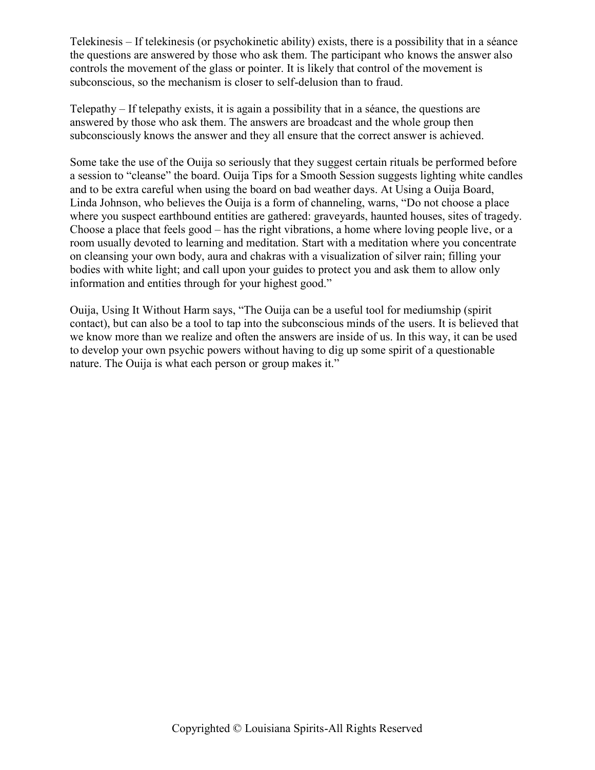Telekinesis – If telekinesis (or psychokinetic ability) exists, there is a possibility that in a séance the questions are answered by those who ask them. The participant who knows the answer also controls the movement of the glass or pointer. It is likely that control of the movement is subconscious, so the mechanism is closer to self-delusion than to fraud.

Telepathy – If telepathy exists, it is again a possibility that in a séance, the questions are answered by those who ask them. The answers are broadcast and the whole group then subconsciously knows the answer and they all ensure that the correct answer is achieved.

Some take the use of the Ouija so seriously that they suggest certain rituals be performed before a session to "cleanse" the board. Ouija Tips for a Smooth Session suggests lighting white candles and to be extra careful when using the board on bad weather days. At Using a Ouija Board, Linda Johnson, who believes the Ouija is a form of channeling, warns, "Do not choose a place where you suspect earthbound entities are gathered: graveyards, haunted houses, sites of tragedy. Choose a place that feels good – has the right vibrations, a home where loving people live, or a room usually devoted to learning and meditation. Start with a meditation where you concentrate on cleansing your own body, aura and chakras with a visualization of silver rain; filling your bodies with white light; and call upon your guides to protect you and ask them to allow only information and entities through for your highest good."

Ouija, Using It Without Harm says, "The Ouija can be a useful tool for mediumship (spirit contact), but can also be a tool to tap into the subconscious minds of the users. It is believed that we know more than we realize and often the answers are inside of us. In this way, it can be used to develop your own psychic powers without having to dig up some spirit of a questionable nature. The Ouija is what each person or group makes it."